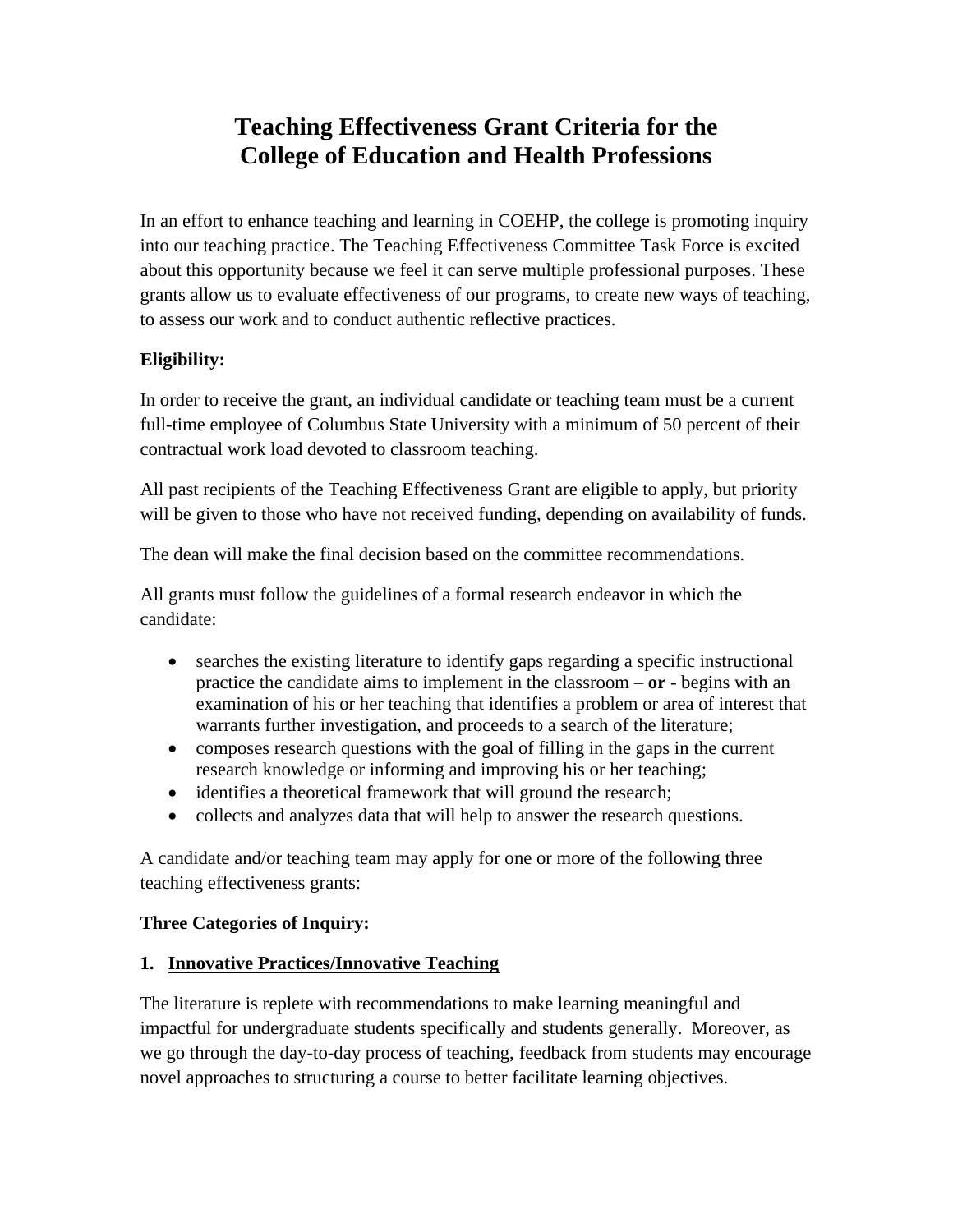# Teaching Effectiveness Grant Criteria for the College of Education and Health Professions

In an effort to enhance teaching and learning in COEHP, the college is promoting inquiry into our teaching practice. The Teaching Effectiveness Committee Task Force is excited about this opportunity because we feel it can serve multiple professional purposes. These grants allow us to evaluate effectiveness of our programs, to create new ways of teaching, to assess our work and to conduct authentic reflective practices.

**Eligibility:**

In order to receive the grant, an individual candidate or teaching team must be a current full-time employee of Columbus State University with a minimum of 50 percent of their contractual work load devoted to classroom teaching.

All past recipients of the Teaching Effectiveness Grant are eligible to apply, but priority will be given to those who have not received funding, depending on availability of funds.

The dean will make the final decision based on the committee recommendations.

All grants must follow the guidelines of a formal research endeavor in which the candidate:

- searches the existing literature to identify gaps regarding a specific instructional practice the candidate aims to implement in the classroom – **or** - begins with an examination of his or her teaching that identifies a problem or area of interest that warrants further investigation, and proceeds to a search of the literature;
- composes research questions with the goal of filling in the gaps in the current research knowledge or informing and improving his or her teaching;
- identifies a theoretical framework that will ground the research;
- collects and analyzes data that will help to answer the research questions.

A candidate and/or teaching team may apply for one or more of the following three teaching effectiveness grants:

**Three Categories of Inquiry:**

**1. <u>Innovative Practices/Innovative Teaching</u>**

The literature is replete with recommendations to make learning meaningful and impactful for undergraduate students specifically and students generally. Moreover, as we go through the day-to-day process of teaching, feedback from students may encourage novel approaches to structuring a course to better facilitate learning objectives.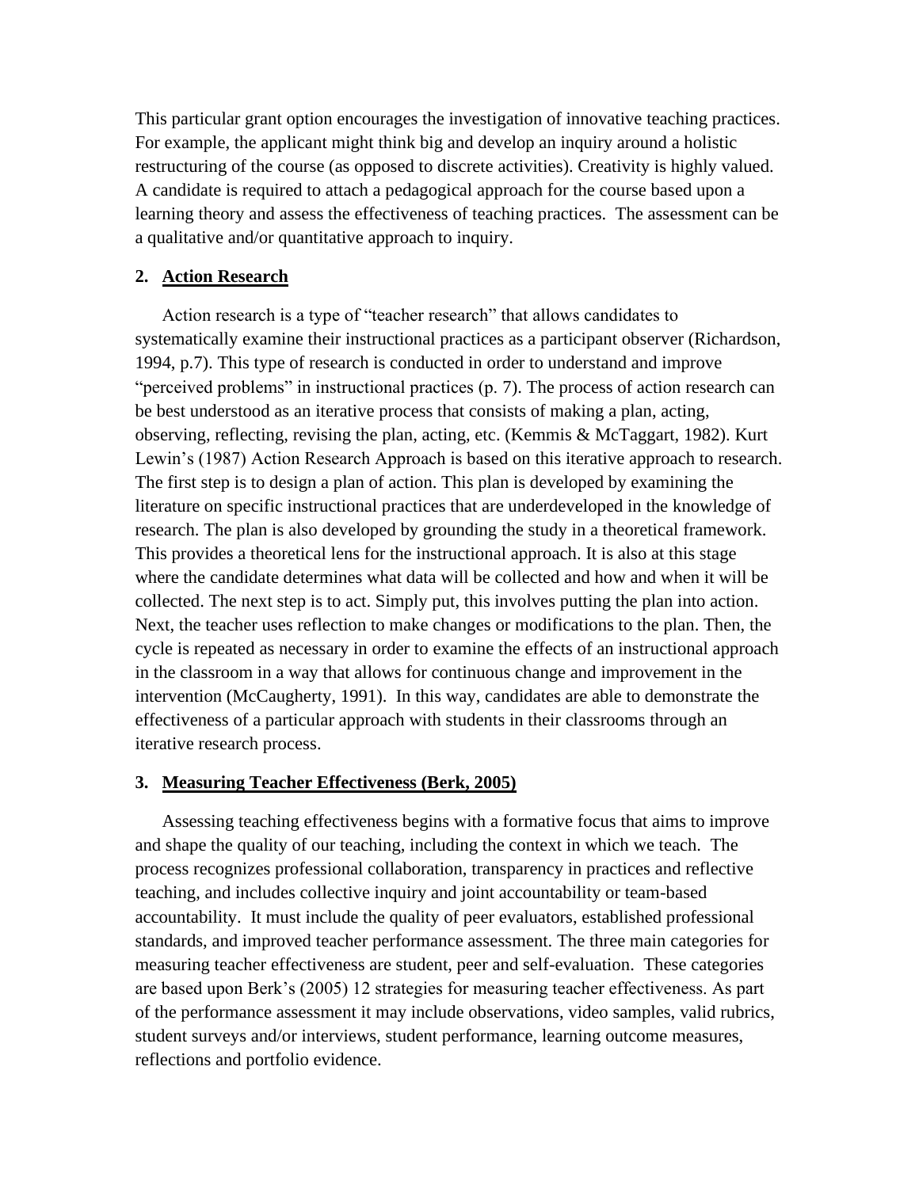This particular grant option encourages the investigation of innovative teaching practices. For example, the applicant might think big and develop an inquiry around a holistic restructuring of the course (as opposed to discrete activities). Creativity is highly valued. A candidate is required to attach a pedagogical approach for the course based upon a learning theory and assess the effectiveness of teaching practices. The assessment can be a qualitative and/or quantitative approach to inquiry.

### 2. <u>Action Research</u>

Action research is a type of "teacher research" that allows candidates to systematically examine their instructional practices as a participant observer (Richardson, 1994, p.7). This type of research is conducted in order to understand and improve "perceived problems" in instructional practices (p. 7). The process of action research can be best understood as an iterative process that consists of making a plan, acting, observing, reflecting, revising the plan, acting, etc. (Kemmis & McTaggart, 1982). Kurt Lewin's (1987) Action Research Approach is based on this iterative approach to research. The first step is to design a plan of action. This plan is developed by examining the literature on specific instructional practices that are underdeveloped in the knowledge of research. The plan is also developed by grounding the study in a theoretical framework. This provides a theoretical lens for the instructional approach. It is also at this stage where the candidate determines what data will be collected and how and when it will be collected. The next step is to act. Simply put, this involves putting the plan into action. Next, the teacher uses reflection to make changes or modifications to the plan. Then, the cycle is repeated as necessary in order to examine the effects of an instructional approach in the classroom in a way that allows for continuous change and improvement in the intervention (McCaugherty, 1991). In this way, candidates are able to demonstrate the effectiveness of a particular approach with students in their classrooms through an iterative research process.

### 3. <u>Measuring Teacher Effectiveness (Berk, 2005)</u>

Assessing teaching effectiveness begins with a formative focus that aims to improve and shape the quality of our teaching, including the context in which we teach. The process recognizes professional collaboration, transparency in practices and reflective teaching, and includes collective inquiry and joint accountability or team-based accountability. It must include the quality of peer evaluators, established professional standards, and improved teacher performance assessment. The three main categories for measuring teacher effectiveness are student, peer and self-evaluation. These categories are based upon Berk's (2005) 12 strategies for measuring teacher effectiveness. As part of the performance assessment it may include observations, video samples, valid rubrics, student surveys and/or interviews, student performance, learning outcome measures, reflections and portfolio evidence.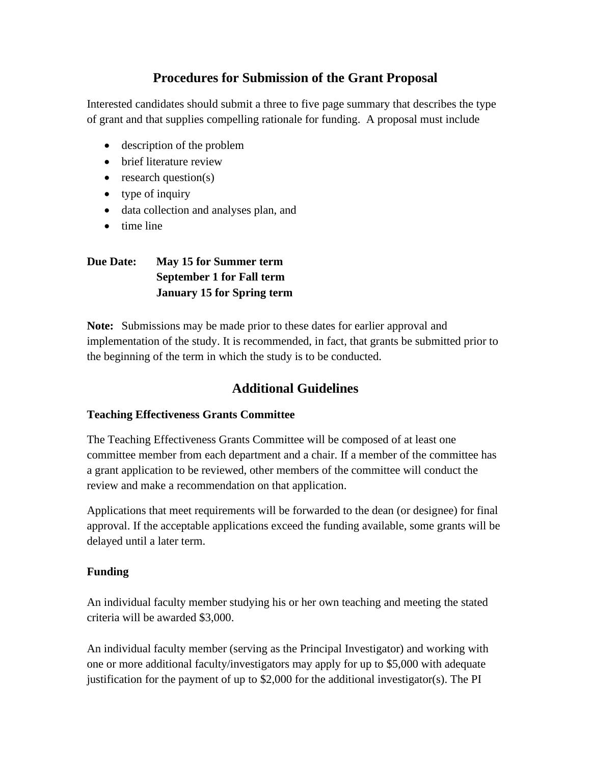## Procedures for Submission of the Grant Proposal

Interested candidates should submit a three to five page summary that describes the type of grant and that supplies compelling rationale for funding. A proposal must include

- description of the problem
- brief literature review
- research question(s)
- type of inquiry
- data collection and analyses plan, and
- time line

**Due Date:** **May 15 for Summer term**
**September 1 for Fall term**
**January 15 for Spring term**

**Note:** Submissions may be made prior to these dates for earlier approval and implementation of the study. It is recommended, in fact, that grants be submitted prior to the beginning of the term in which the study is to be conducted.

## Additional Guidelines

**Teaching Effectiveness Grants Committee**

The Teaching Effectiveness Grants Committee will be composed of at least one committee member from each department and a chair. If a member of the committee has a grant application to be reviewed, other members of the committee will conduct the review and make a recommendation on that application.

Applications that meet requirements will be forwarded to the dean (or designee) for final approval. If the acceptable applications exceed the funding available, some grants will be delayed until a later term.

**Funding**

An individual faculty member studying his or her own teaching and meeting the stated criteria will be awarded $3,000.

An individual faculty member (serving as the Principal Investigator) and working with one or more additional faculty/investigators may apply for up to $5,000 with adequate justification for the payment of up to $2,000 for the additional investigator(s). The PI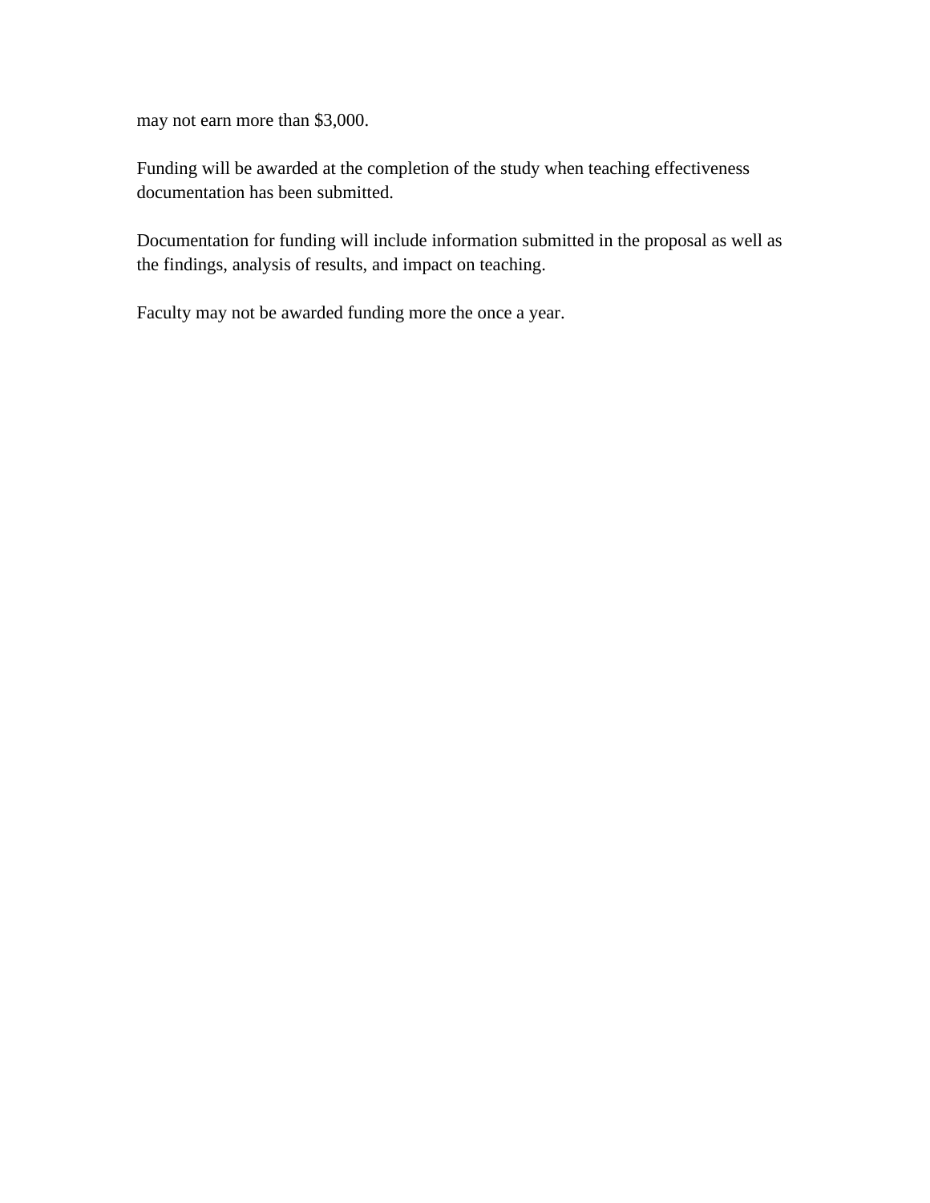may not earn more than $3,000.

Funding will be awarded at the completion of the study when teaching effectiveness documentation has been submitted.

Documentation for funding will include information submitted in the proposal as well as the findings, analysis of results, and impact on teaching.

Faculty may not be awarded funding more the once a year.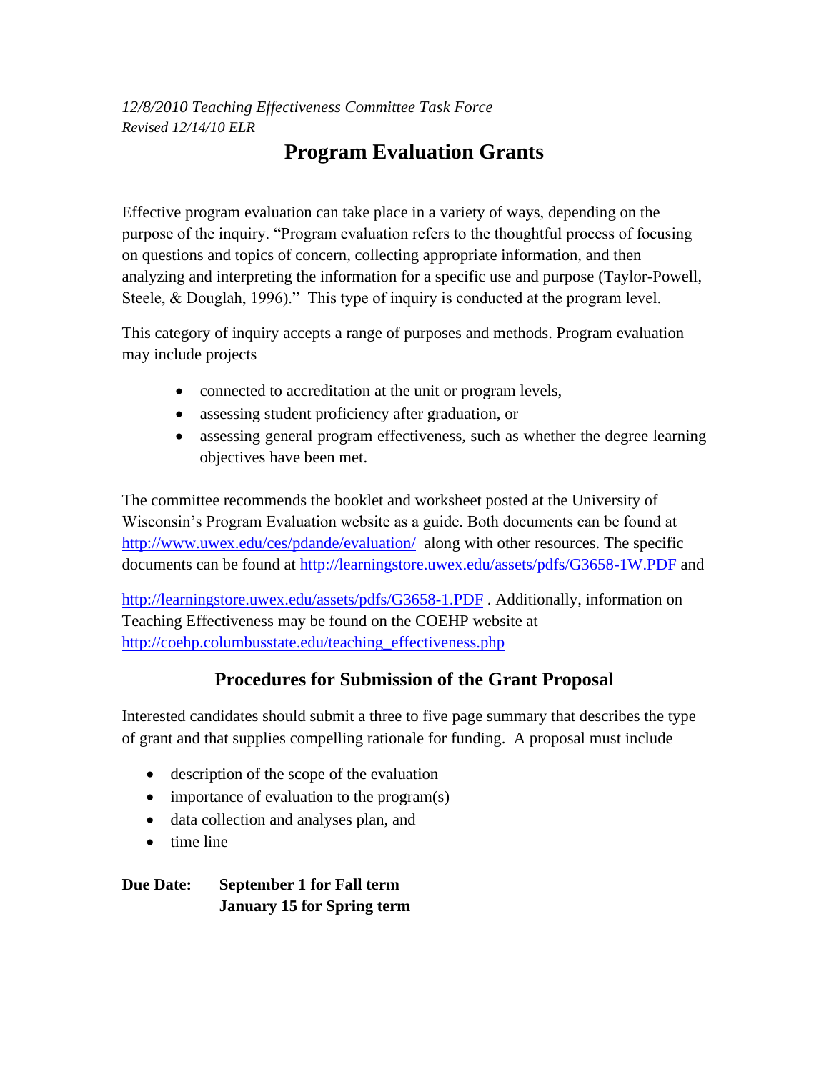*12/8/2010 Teaching Effectiveness Committee Task Force*
*Revised 12/14/10 ELR*

# Program Evaluation Grants

Effective program evaluation can take place in a variety of ways, depending on the purpose of the inquiry. "Program evaluation refers to the thoughtful process of focusing on questions and topics of concern, collecting appropriate information, and then analyzing and interpreting the information for a specific use and purpose (Taylor-Powell, Steele, & Douglah, 1996)." This type of inquiry is conducted at the program level.

This category of inquiry accepts a range of purposes and methods. Program evaluation may include projects

- connected to accreditation at the unit or program levels,
- assessing student proficiency after graduation, or
- assessing general program effectiveness, such as whether the degree learning objectives have been met.

The committee recommends the booklet and worksheet posted at the University of Wisconsin's Program Evaluation website as a guide. Both documents can be found at http://www.uwex.edu/ces/pdande/evaluation/ along with other resources. The specific documents can be found at http://learningstore.uwex.edu/assets/pdfs/G3658-1W.PDF and

http://learningstore.uwex.edu/assets/pdfs/G3658-1.PDF . Additionally, information on Teaching Effectiveness may be found on the COEHP website at http://coehp.columbusstate.edu/teaching_effectiveness.php

## Procedures for Submission of the Grant Proposal

Interested candidates should submit a three to five page summary that describes the type of grant and that supplies compelling rationale for funding. A proposal must include

- description of the scope of the evaluation
- importance of evaluation to the program(s)
- data collection and analyses plan, and
- time line

**Due Date: September 1 for Fall term**
**January 15 for Spring term**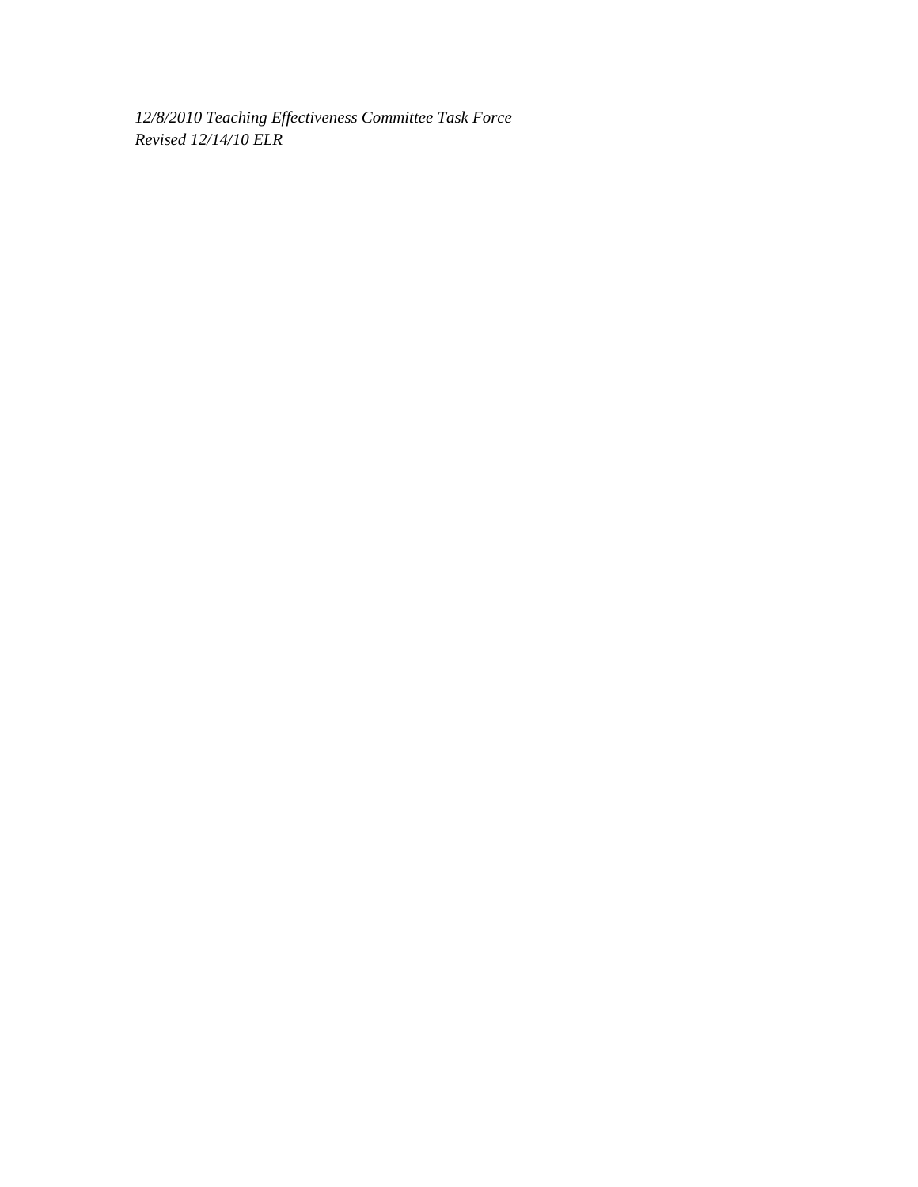*12/8/2010 Teaching Effectiveness Committee Task Force*
*Revised 12/14/10 ELR*